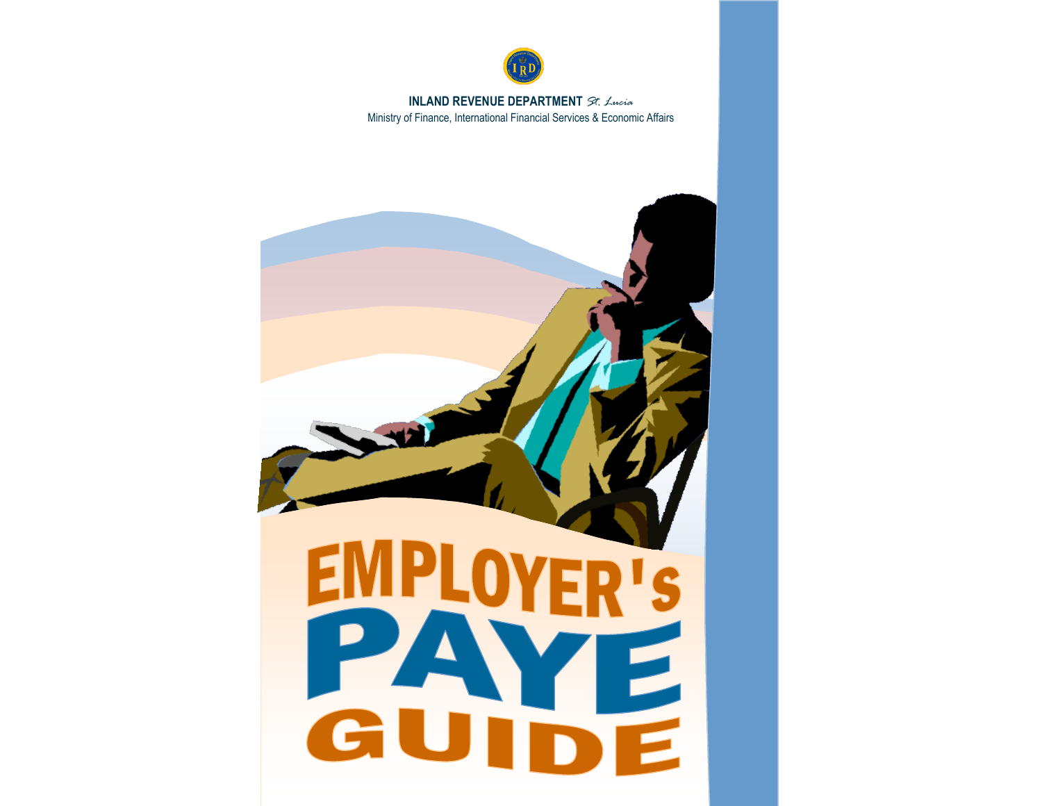**INLAND REVENUE DEPARTMENT** *St. Lucia*

Ministry of Finance, International Financial Services & Economic Affairs

# EMPLOYER's PAYE GUIDE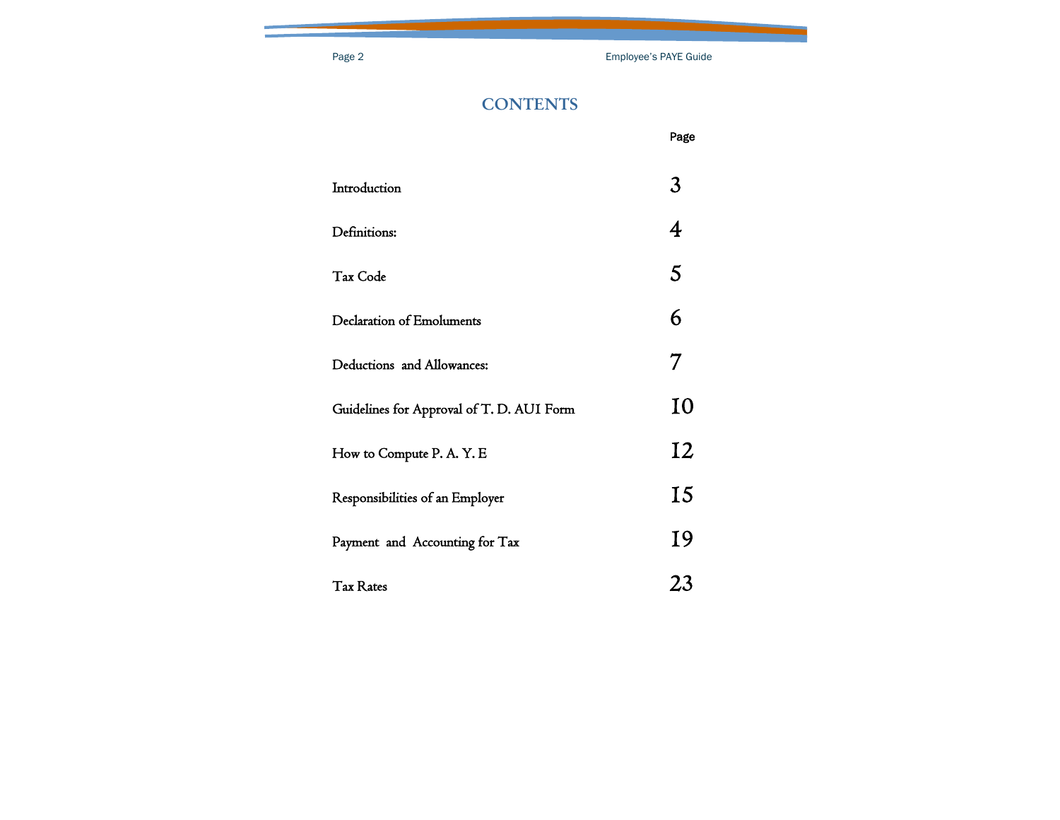# CONTENTS

| | Page |
|---|---|
| Introduction | 3 |
| Definitions: | 4 |
| Tax Code | 5 |
| Declaration of Emoluments | 6 |
| Deductions and Allowances: | 7 |
| Guidelines for Approval of T. D. AUI Form | 10 |
| How to Compute P. A. Y. E | 12 |
| Responsibilities of an Employer | 15 |
| Payment and Accounting for Tax | 19 |
| Tax Rates | 23 |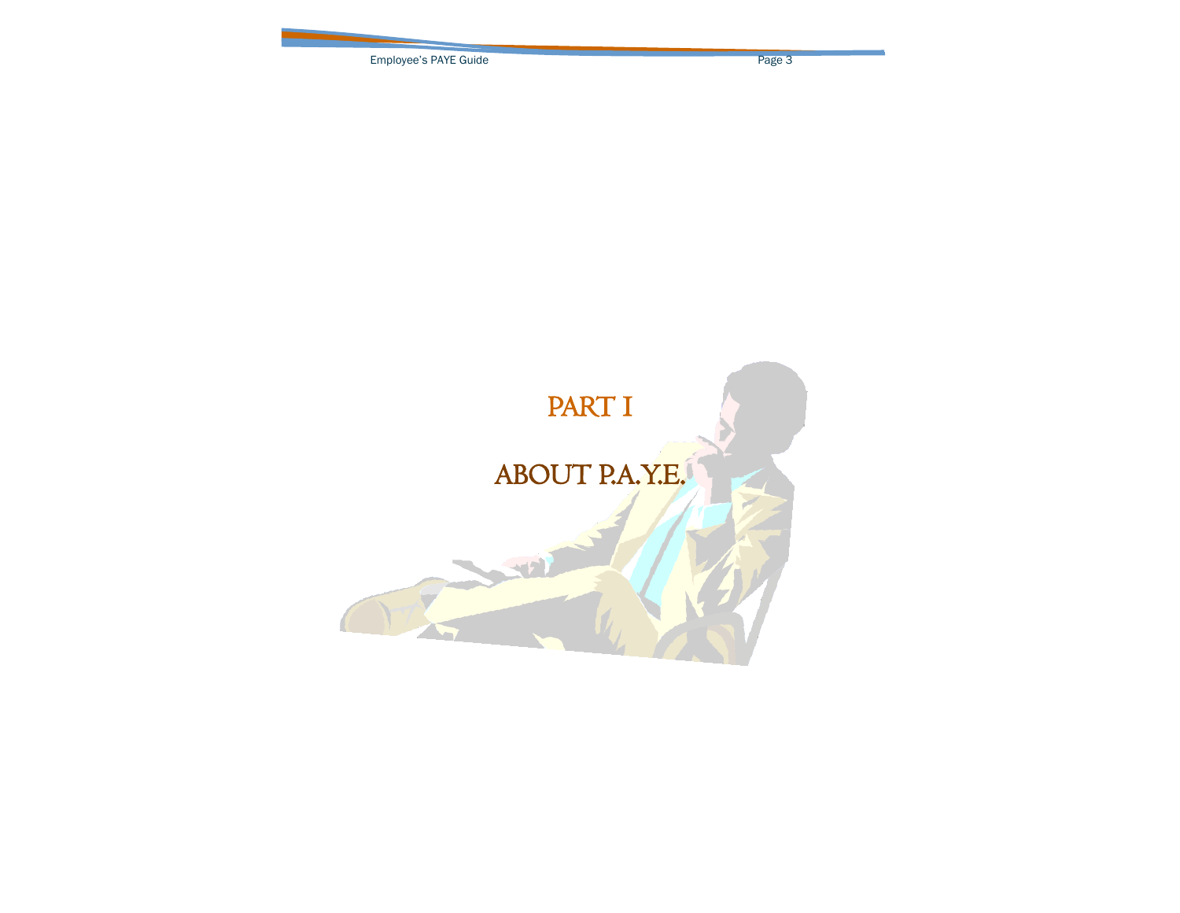# PART I

# ABOUT P.A.Y.E.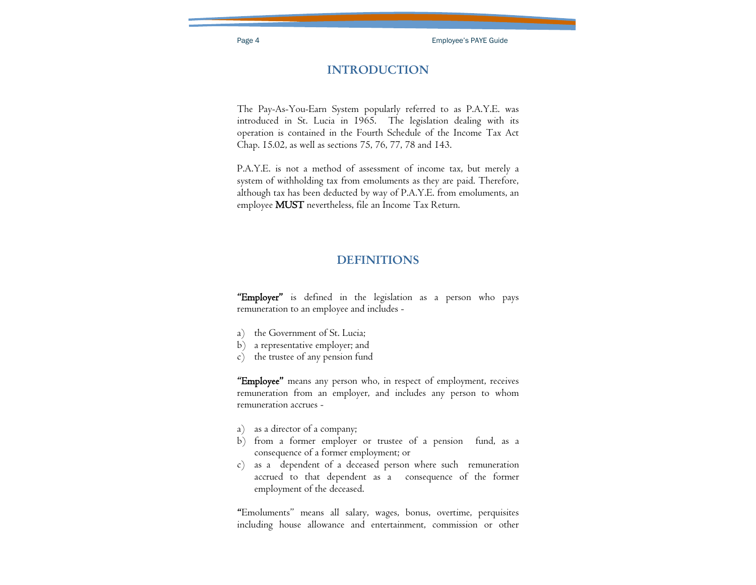## INTRODUCTION

The Pay-As-You-Earn System popularly referred to as P.A.Y.E. was introduced in St. Lucia in 1965. The legislation dealing with its operation is contained in the Fourth Schedule of the Income Tax Act Chap. 15.02, as well as sections 75, 76, 77, 78 and 143.

P.A.Y.E. is not a method of assessment of income tax, but merely a system of withholding tax from emoluments as they are paid. Therefore, although tax has been deducted by way of P.A.Y.E. from emoluments, an employee **MUST** nevertheless, file an Income Tax Return.

## DEFINITIONS

**"Employer"** is defined in the legislation as a person who pays remuneration to an employee and includes -

a) the Government of St. Lucia;
b) a representative employer; and
c) the trustee of any pension fund

**"Employee"** means any person who, in respect of employment, receives remuneration from an employer, and includes any person to whom remuneration accrues -

a) as a director of a company;
b) from a former employer or trustee of a pension fund, as a consequence of a former employment; or
c) as a dependent of a deceased person where such remuneration accrued to that dependent as a consequence of the former employment of the deceased.

"Emoluments" means all salary, wages, bonus, overtime, perquisites including house allowance and entertainment, commission or other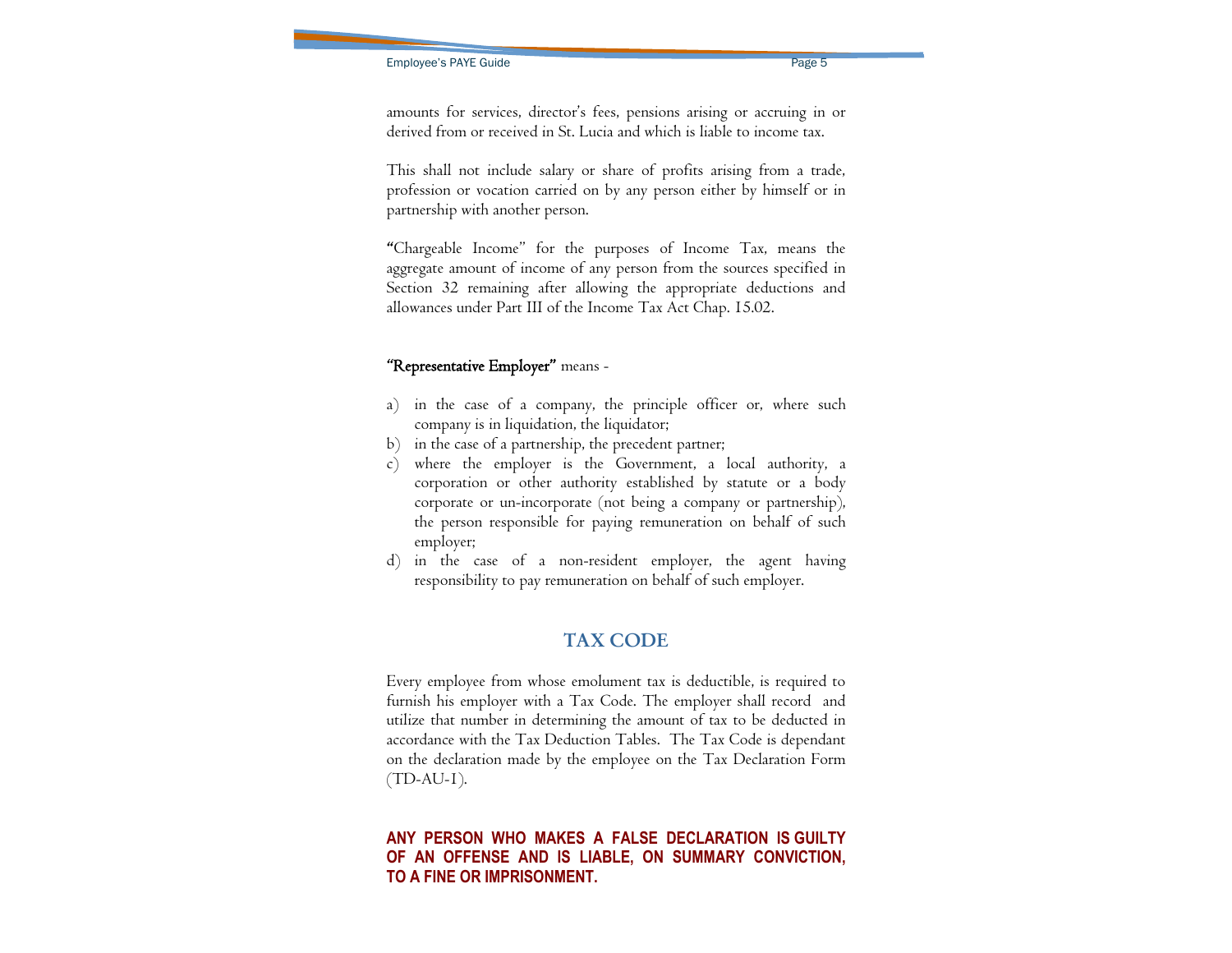amounts for services, director's fees, pensions arising or accruing in or derived from or received in St. Lucia and which is liable to income tax.

This shall not include salary or share of profits arising from a trade, profession or vocation carried on by any person either by himself or in partnership with another person.

**"**Chargeable Income" for the purposes of Income Tax, means the aggregate amount of income of any person from the sources specified in Section 32 remaining after allowing the appropriate deductions and allowances under Part III of the Income Tax Act Chap. 15.02.

**"Representative Employer"** means -

a) in the case of a company, the principle officer or, where such company is in liquidation, the liquidator;
b) in the case of a partnership, the precedent partner;
c) where the employer is the Government, a local authority, a corporation or other authority established by statute or a body corporate or un-incorporate (not being a company or partnership), the person responsible for paying remuneration on behalf of such employer;
d) in the case of a non-resident employer, the agent having responsibility to pay remuneration on behalf of such employer.

## TAX CODE

Every employee from whose emolument tax is deductible, is required to furnish his employer with a Tax Code. The employer shall record and utilize that number in determining the amount of tax to be deducted in accordance with the Tax Deduction Tables. The Tax Code is dependant on the declaration made by the employee on the Tax Declaration Form (TD-AU-1).

**ANY PERSON WHO MAKES A FALSE DECLARATION IS GUILTY OF AN OFFENSE AND IS LIABLE, ON SUMMARY CONVICTION, TO A FINE OR IMPRISONMENT.**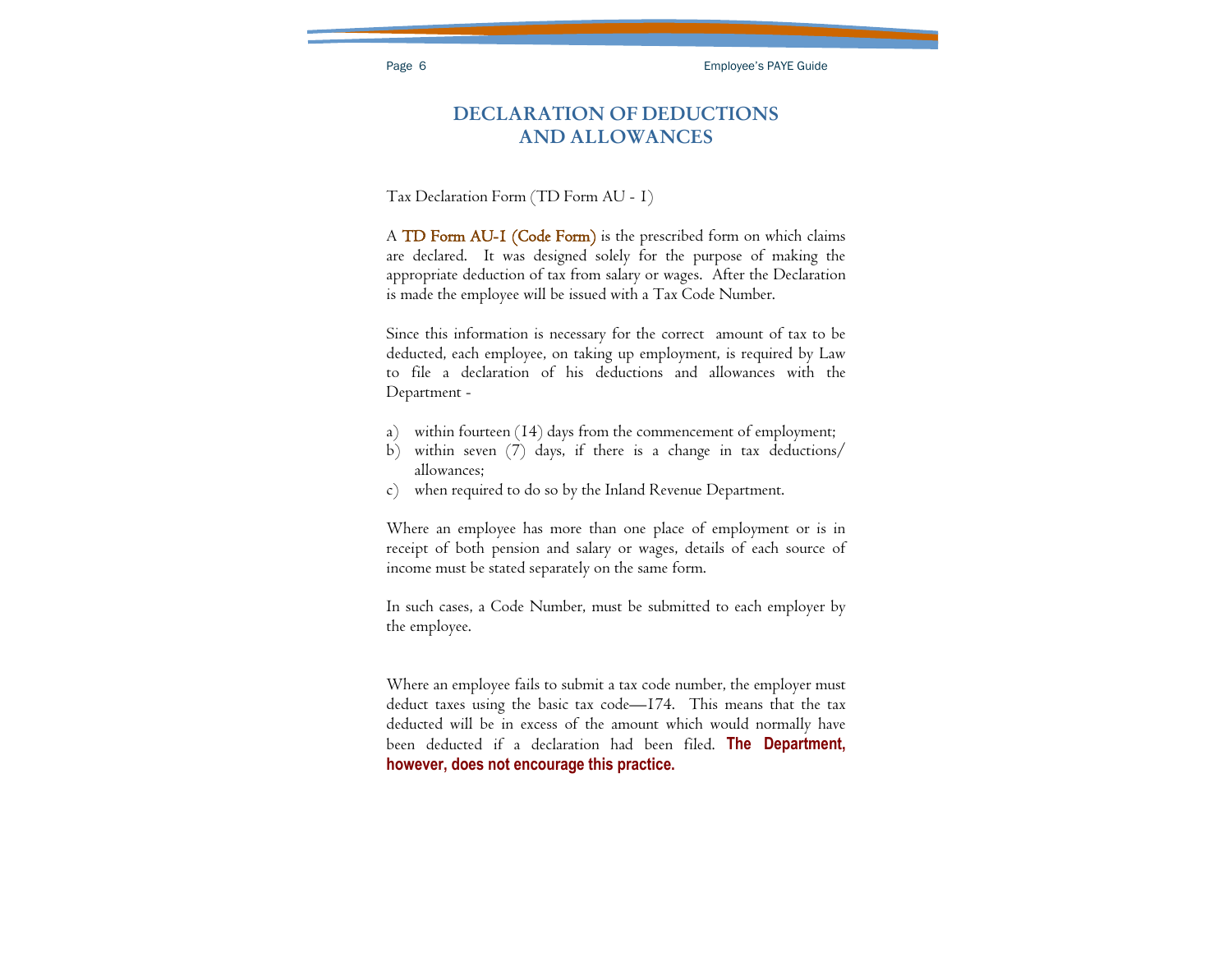# DECLARATION OF DEDUCTIONS AND ALLOWANCES

Tax Declaration Form (TD Form AU - 1)

A **TD Form AU-1 (Code Form)** is the prescribed form on which claims are declared. It was designed solely for the purpose of making the appropriate deduction of tax from salary or wages. After the Declaration is made the employee will be issued with a Tax Code Number.

Since this information is necessary for the correct amount of tax to be deducted, each employee, on taking up employment, is required by Law to file a declaration of his deductions and allowances with the Department -

a) within fourteen (14) days from the commencement of employment;
b) within seven (7) days, if there is a change in tax deductions/ allowances;
c) when required to do so by the Inland Revenue Department.

Where an employee has more than one place of employment or is in receipt of both pension and salary or wages, details of each source of income must be stated separately on the same form.

In such cases, a Code Number, must be submitted to each employer by the employee.

Where an employee fails to submit a tax code number, the employer must deduct taxes using the basic tax code—174. This means that the tax deducted will be in excess of the amount which would normally have been deducted if a declaration had been filed. **The Department, however, does not encourage this practice.**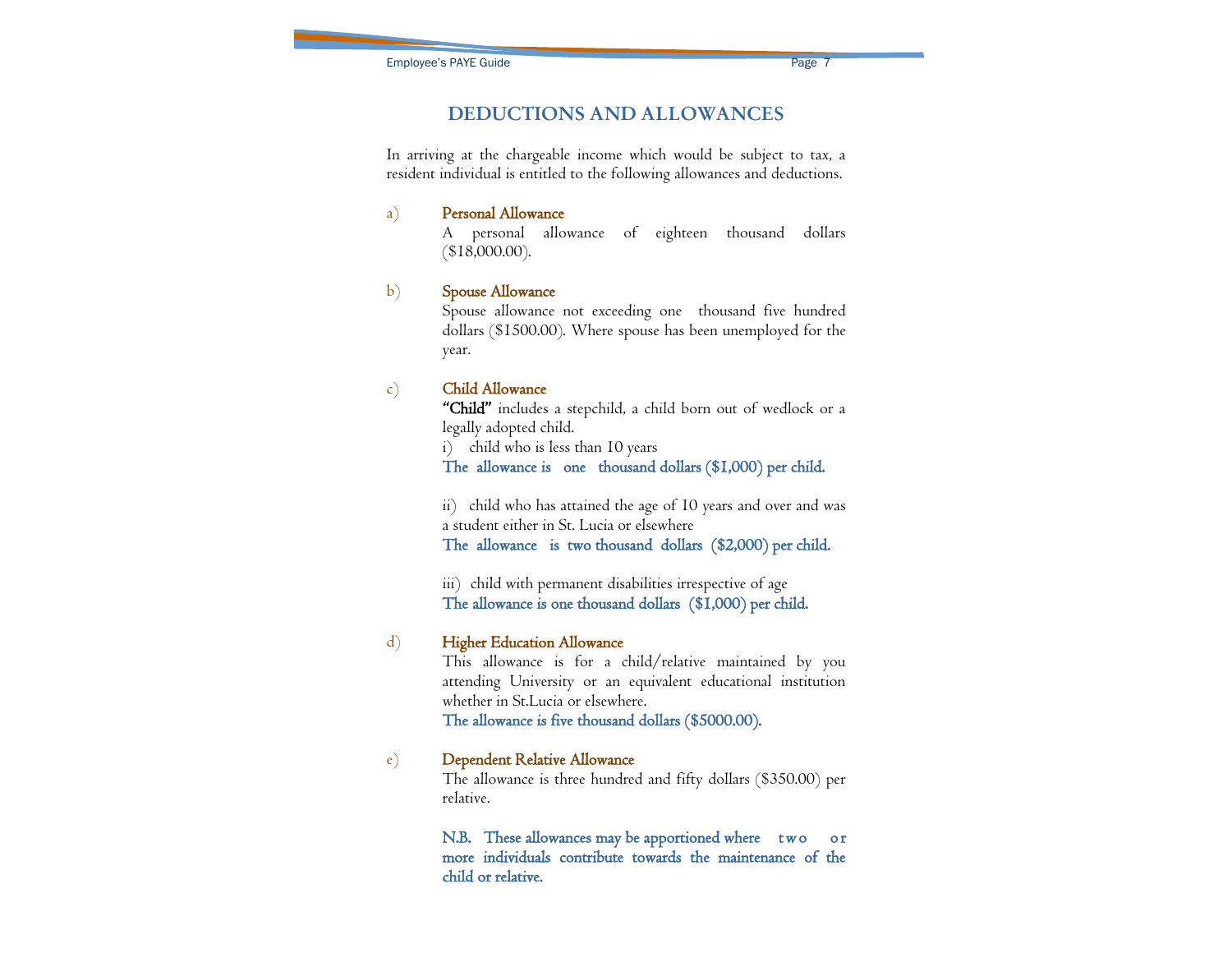## DEDUCTIONS AND ALLOWANCES

In arriving at the chargeable income which would be subject to tax, a resident individual is entitled to the following allowances and deductions.

a) **Personal Allowance**

A personal allowance of eighteen thousand dollars ($18,000.00).

b) **Spouse Allowance**

Spouse allowance not exceeding one thousand five hundred dollars ($1500.00). Where spouse has been unemployed for the year.

c) **Child Allowance**

**"Child"** includes a stepchild, a child born out of wedlock or a legally adopted child.

i) child who is less than 10 years

**The allowance is one thousand dollars ($1,000) per child.**

ii) child who has attained the age of 10 years and over and was a student either in St. Lucia or elsewhere

**The allowance is two thousand dollars ($2,000) per child.**

iii) child with permanent disabilities irrespective of age

**The allowance is one thousand dollars ($1,000) per child.**

d) **Higher Education Allowance**

This allowance is for a child/relative maintained by you attending University or an equivalent educational institution whether in St.Lucia or elsewhere.

**The allowance is five thousand dollars ($5000.00).**

e) **Dependent Relative Allowance**

The allowance is three hundred and fifty dollars ($350.00) per relative.

**N.B. These allowances may be apportioned where two or more individuals contribute towards the maintenance of the child or relative.**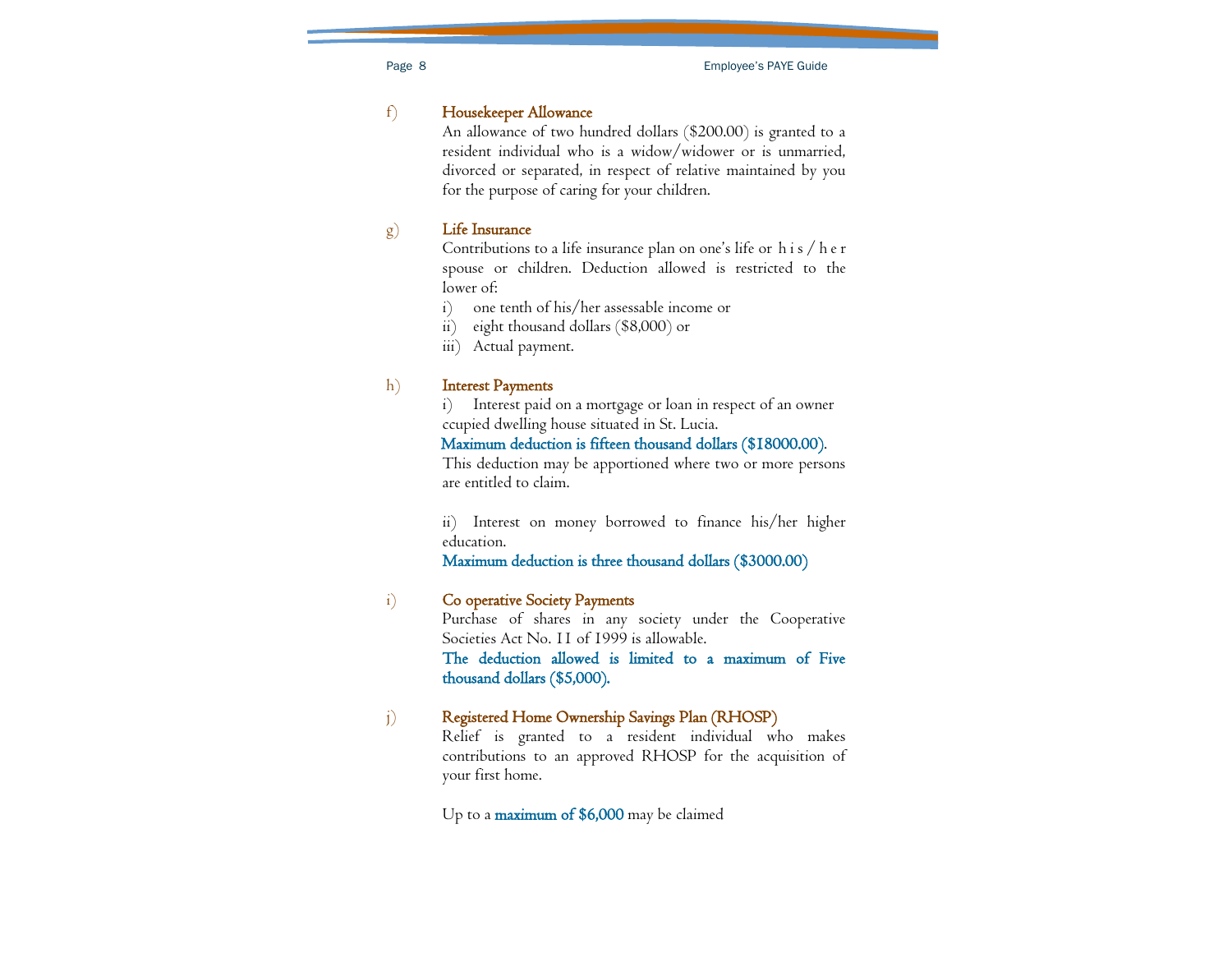f) **Housekeeper Allowance**

An allowance of two hundred dollars ($200.00) is granted to a resident individual who is a widow/widower or is unmarried, divorced or separated, in respect of relative maintained by you for the purpose of caring for your children.

g) **Life Insurance**

Contributions to a life insurance plan on one's life or his/her spouse or children. Deduction allowed is restricted to the lower of:

i) one tenth of his/her assessable income or
ii) eight thousand dollars ($8,000) or
iii) Actual payment.

h) **Interest Payments**

i) Interest paid on a mortgage or loan in respect of an owner ccupied dwelling house situated in St. Lucia.

**Maximum deduction is fifteen thousand dollars ($18000.00).**

This deduction may be apportioned where two or more persons are entitled to claim.

ii) Interest on money borrowed to finance his/her higher education.

**Maximum deduction is three thousand dollars ($3000.00)**

i) **Co operative Society Payments**

Purchase of shares in any society under the Cooperative Societies Act No. 11 of 1999 is allowable.

**The deduction allowed is limited to a maximum of Five thousand dollars ($5,000).**

j) **Registered Home Ownership Savings Plan (RHOSP)**

Relief is granted to a resident individual who makes contributions to an approved RHOSP for the acquisition of your first home.

Up to a **maximum of $6,000** may be claimed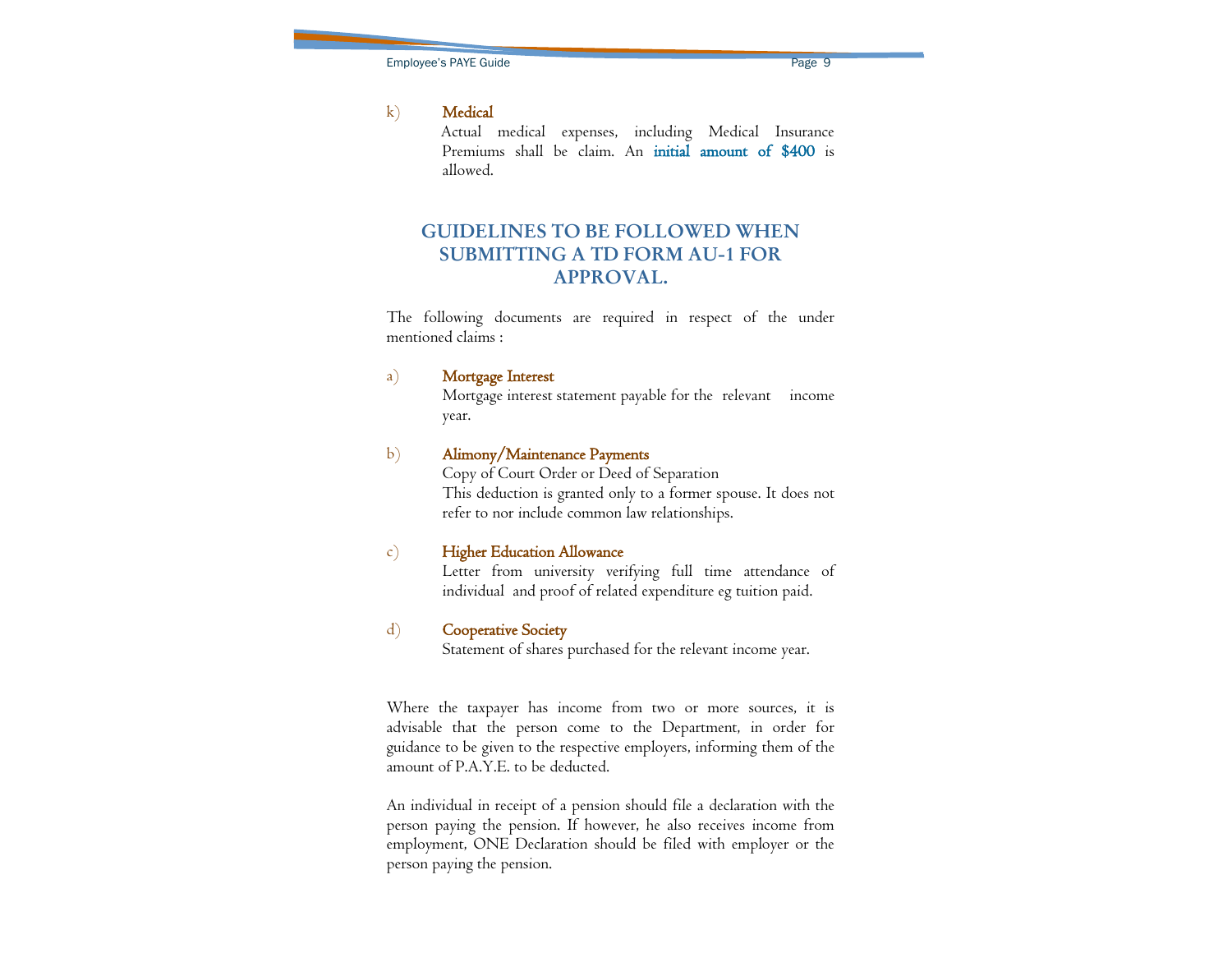k) **Medical**

Actual medical expenses, including Medical Insurance Premiums shall be claim. An **initial amount of $400** is allowed.

## GUIDELINES TO BE FOLLOWED WHEN SUBMITTING A TD FORM AU-1 FOR APPROVAL.

The following documents are required in respect of the under mentioned claims :

a) **Mortgage Interest**

Mortgage interest statement payable for the relevant income year.

b) **Alimony/Maintenance Payments**

Copy of Court Order or Deed of Separation

This deduction is granted only to a former spouse. It does not refer to nor include common law relationships.

c) **Higher Education Allowance**

Letter from university verifying full time attendance of individual and proof of related expenditure eg tuition paid.

d) **Cooperative Society**

Statement of shares purchased for the relevant income year.

Where the taxpayer has income from two or more sources, it is advisable that the person come to the Department, in order for guidance to be given to the respective employers, informing them of the amount of P.A.Y.E. to be deducted.

An individual in receipt of a pension should file a declaration with the person paying the pension. If however, he also receives income from employment, ONE Declaration should be filed with employer or the person paying the pension.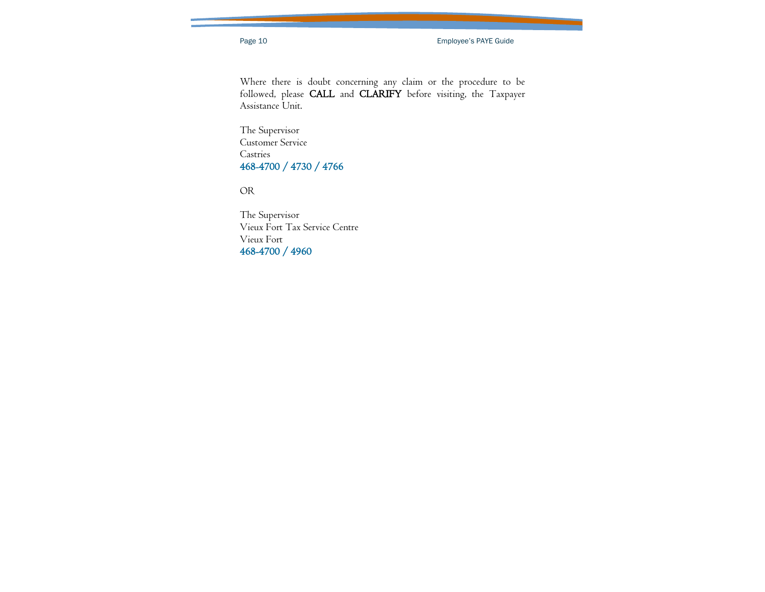Where there is doubt concerning any claim or the procedure to be followed, please **CALL** and **CLARIFY** before visiting, the Taxpayer Assistance Unit.

The Supervisor
Customer Service
Castries
**468-4700 / 4730 / 4766**

OR

The Supervisor
Vieux Fort Tax Service Centre
Vieux Fort
**468-4700 / 4960**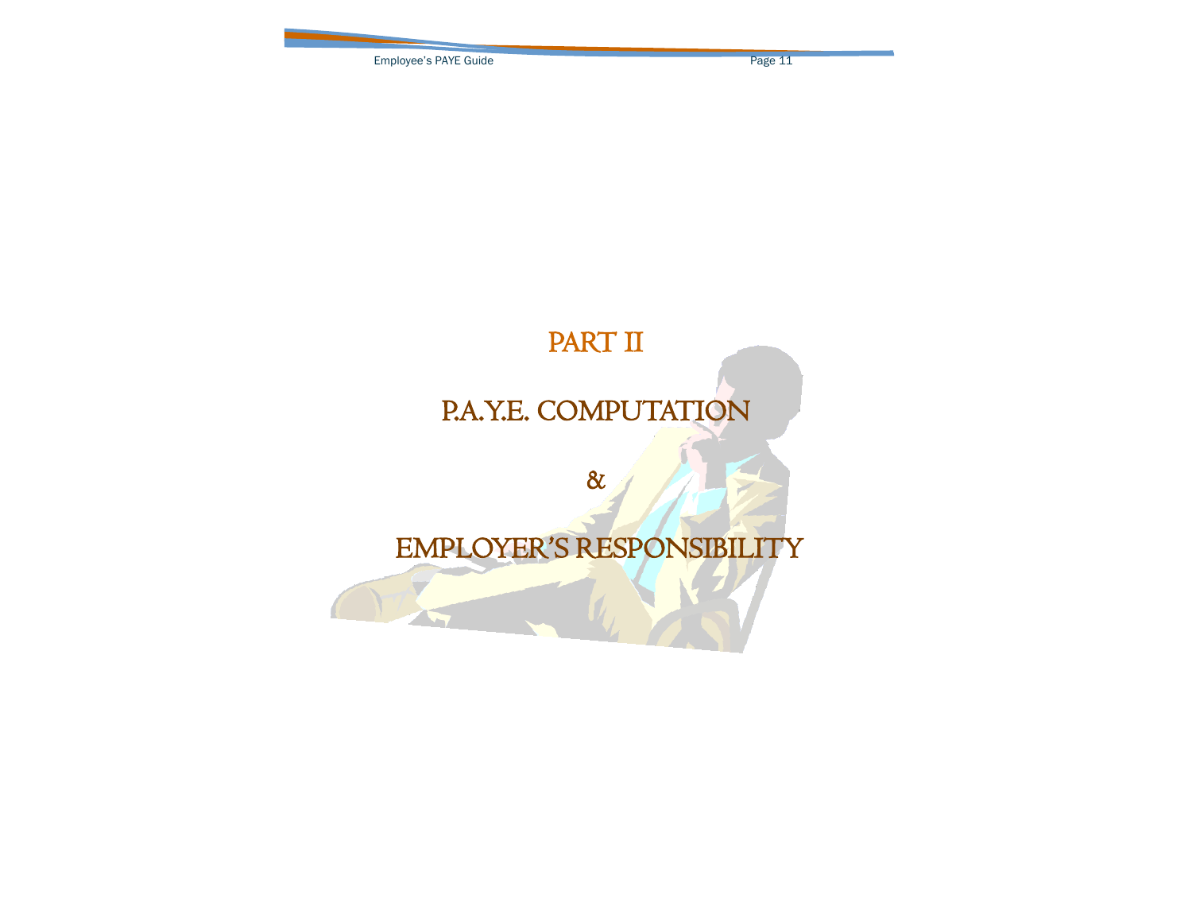# PART II

# P.A.Y.E. COMPUTATION

# &

# EMPLOYER'S RESPONSIBILITY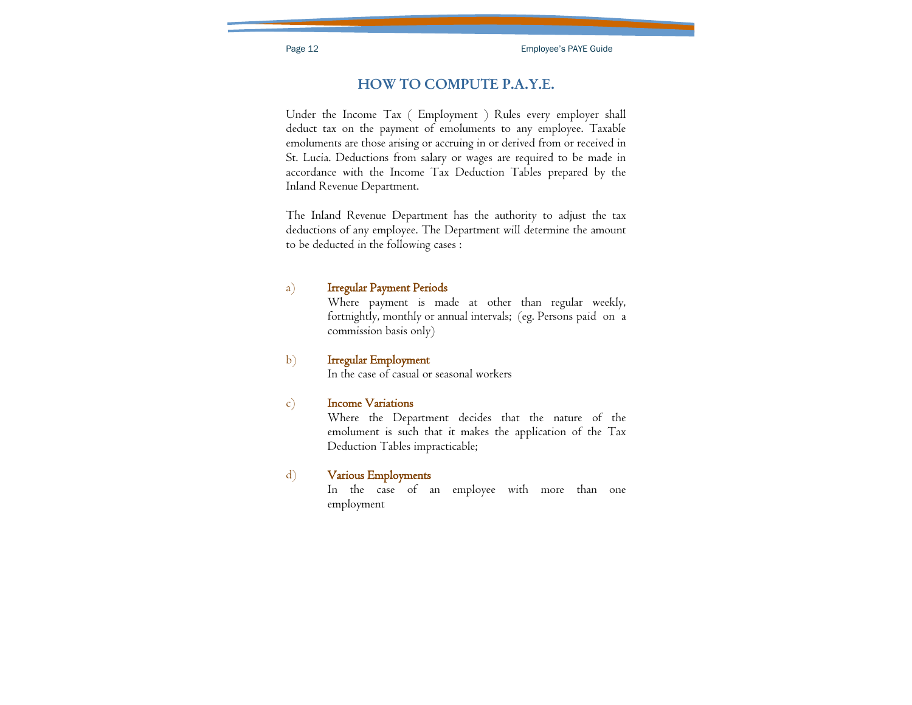# HOW TO COMPUTE P.A.Y.E.

Under the Income Tax ( Employment ) Rules every employer shall deduct tax on the payment of emoluments to any employee. Taxable emoluments are those arising or accruing in or derived from or received in St. Lucia. Deductions from salary or wages are required to be made in accordance with the Income Tax Deduction Tables prepared by the Inland Revenue Department.

The Inland Revenue Department has the authority to adjust the tax deductions of any employee. The Department will determine the amount to be deducted in the following cases :

a) **Irregular Payment Periods**
   Where payment is made at other than regular weekly, fortnightly, monthly or annual intervals; (eg. Persons paid on a commission basis only)

b) **Irregular Employment**
   In the case of casual or seasonal workers

c) **Income Variations**
   Where the Department decides that the nature of the emolument is such that it makes the application of the Tax Deduction Tables impracticable;

d) **Various Employments**
   In the case of an employee with more than one employment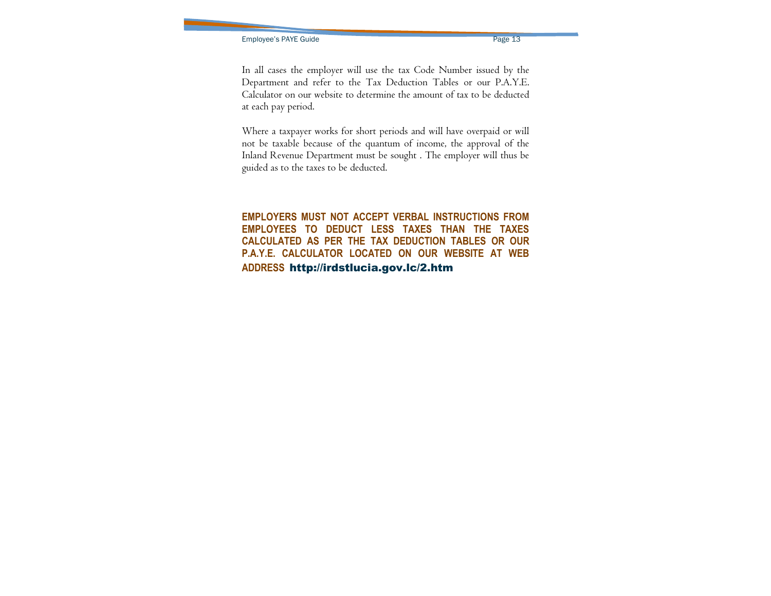In all cases the employer will use the tax Code Number issued by the Department and refer to the Tax Deduction Tables or our P.A.Y.E. Calculator on our website to determine the amount of tax to be deducted at each pay period.

Where a taxpayer works for short periods and will have overpaid or will not be taxable because of the quantum of income, the approval of the Inland Revenue Department must be sought . The employer will thus be guided as to the taxes to be deducted.

**EMPLOYERS MUST NOT ACCEPT VERBAL INSTRUCTIONS FROM EMPLOYEES TO DEDUCT LESS TAXES THAN THE TAXES CALCULATED AS PER THE TAX DEDUCTION TABLES OR OUR P.A.Y.E. CALCULATOR LOCATED ON OUR WEBSITE AT WEB ADDRESS http://irdstlucia.gov.lc/2.htm**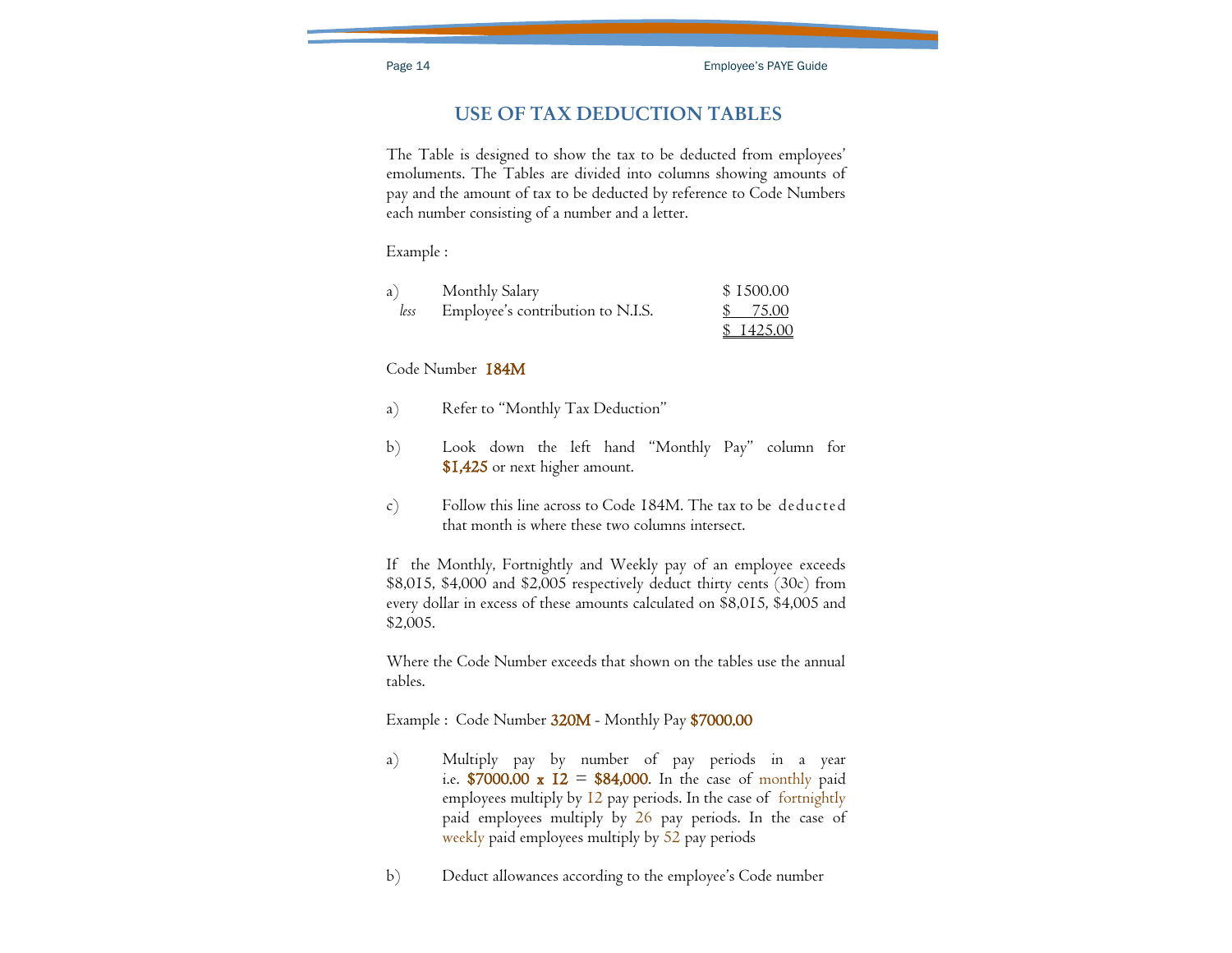## USE OF TAX DEDUCTION TABLES

The Table is designed to show the tax to be deducted from employees' emoluments. The Tables are divided into columns showing amounts of pay and the amount of tax to be deducted by reference to Code Numbers each number consisting of a number and a letter.

Example :

| | | |
|---|---|---|
| a) | Monthly Salary | $ 1500.00 |
| *less* | Employee's contribution to N.I.S. | $ 75.00 |
| | | $ 1425.00 |

Code Number **184M**

a) Refer to "Monthly Tax Deduction"

b) Look down the left hand "Monthly Pay" column for **$1,425** or next higher amount.

c) Follow this line across to Code 184M. The tax to be deducted that month is where these two columns intersect.

If the Monthly, Fortnightly and Weekly pay of an employee exceeds $8,015, $4,000 and $2,005 respectively deduct thirty cents (30c) from every dollar in excess of these amounts calculated on $8,015, $4,005 and $2,005.

Where the Code Number exceeds that shown on the tables use the annual tables.

Example : Code Number **320M** - Monthly Pay **$7000.00**

a) Multiply pay by number of pay periods in a year i.e. **$7000.00 x 12 = $84,000**. In the case of monthly paid employees multiply by 12 pay periods. In the case of fortnightly paid employees multiply by 26 pay periods. In the case of weekly paid employees multiply by 52 pay periods

b) Deduct allowances according to the employee's Code number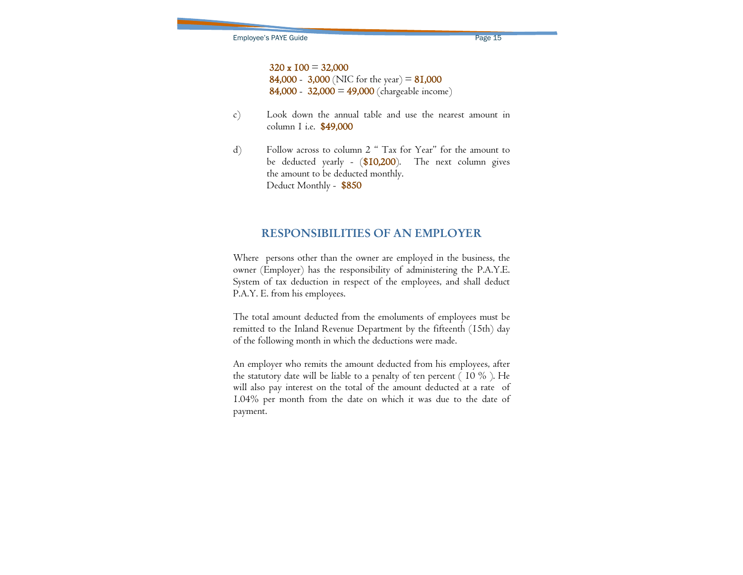320 x 100 = 32,000
84,000 - 3,000 (NIC for the year) = 81,000
84,000 - 32,000 = 49,000 (chargeable income)

c) Look down the annual table and use the nearest amount in column 1 i.e. $49,000

d) Follow across to column 2 " Tax for Year" for the amount to be deducted yearly - ($10,200). The next column gives the amount to be deducted monthly.
Deduct Monthly - $850

## RESPONSIBILITIES OF AN EMPLOYER

Where persons other than the owner are employed in the business, the owner (Employer) has the responsibility of administering the P.A.Y.E. System of tax deduction in respect of the employees, and shall deduct P.A.Y. E. from his employees.

The total amount deducted from the emoluments of employees must be remitted to the Inland Revenue Department by the fifteenth (15th) day of the following month in which the deductions were made.

An employer who remits the amount deducted from his employees, after the statutory date will be liable to a penalty of ten percent ( 10 % ). He will also pay interest on the total of the amount deducted at a rate of 1.04% per month from the date on which it was due to the date of payment.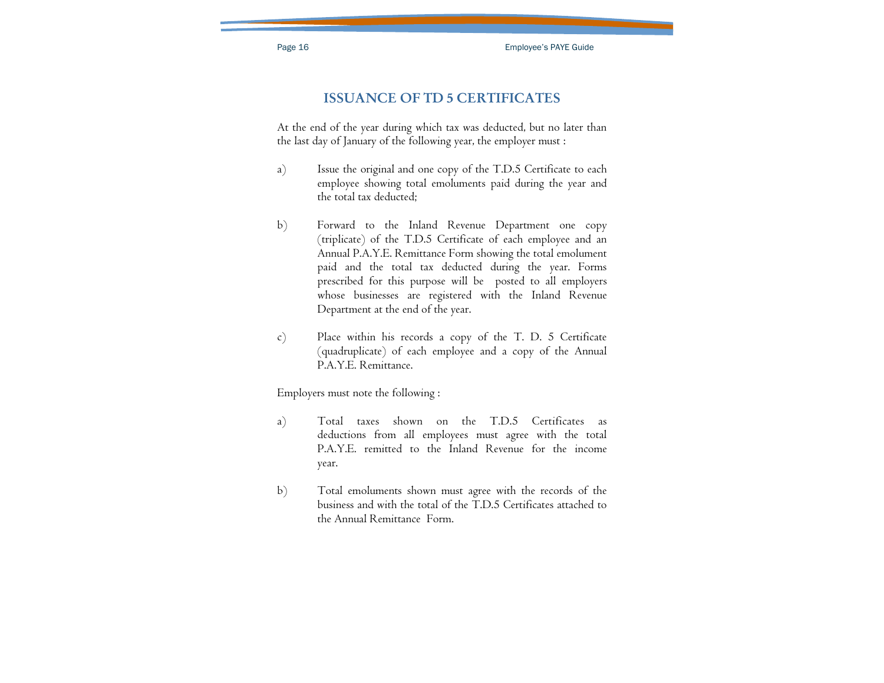## ISSUANCE OF TD 5 CERTIFICATES

At the end of the year during which tax was deducted, but no later than the last day of January of the following year, the employer must :

a) Issue the original and one copy of the T.D.5 Certificate to each employee showing total emoluments paid during the year and the total tax deducted;

b) Forward to the Inland Revenue Department one copy (triplicate) of the T.D.5 Certificate of each employee and an Annual P.A.Y.E. Remittance Form showing the total emolument paid and the total tax deducted during the year. Forms prescribed for this purpose will be posted to all employers whose businesses are registered with the Inland Revenue Department at the end of the year.

c) Place within his records a copy of the T. D. 5 Certificate (quadruplicate) of each employee and a copy of the Annual P.A.Y.E. Remittance.

Employers must note the following :

a) Total taxes shown on the T.D.5 Certificates as deductions from all employees must agree with the total P.A.Y.E. remitted to the Inland Revenue for the income year.

b) Total emoluments shown must agree with the records of the business and with the total of the T.D.5 Certificates attached to the Annual Remittance Form.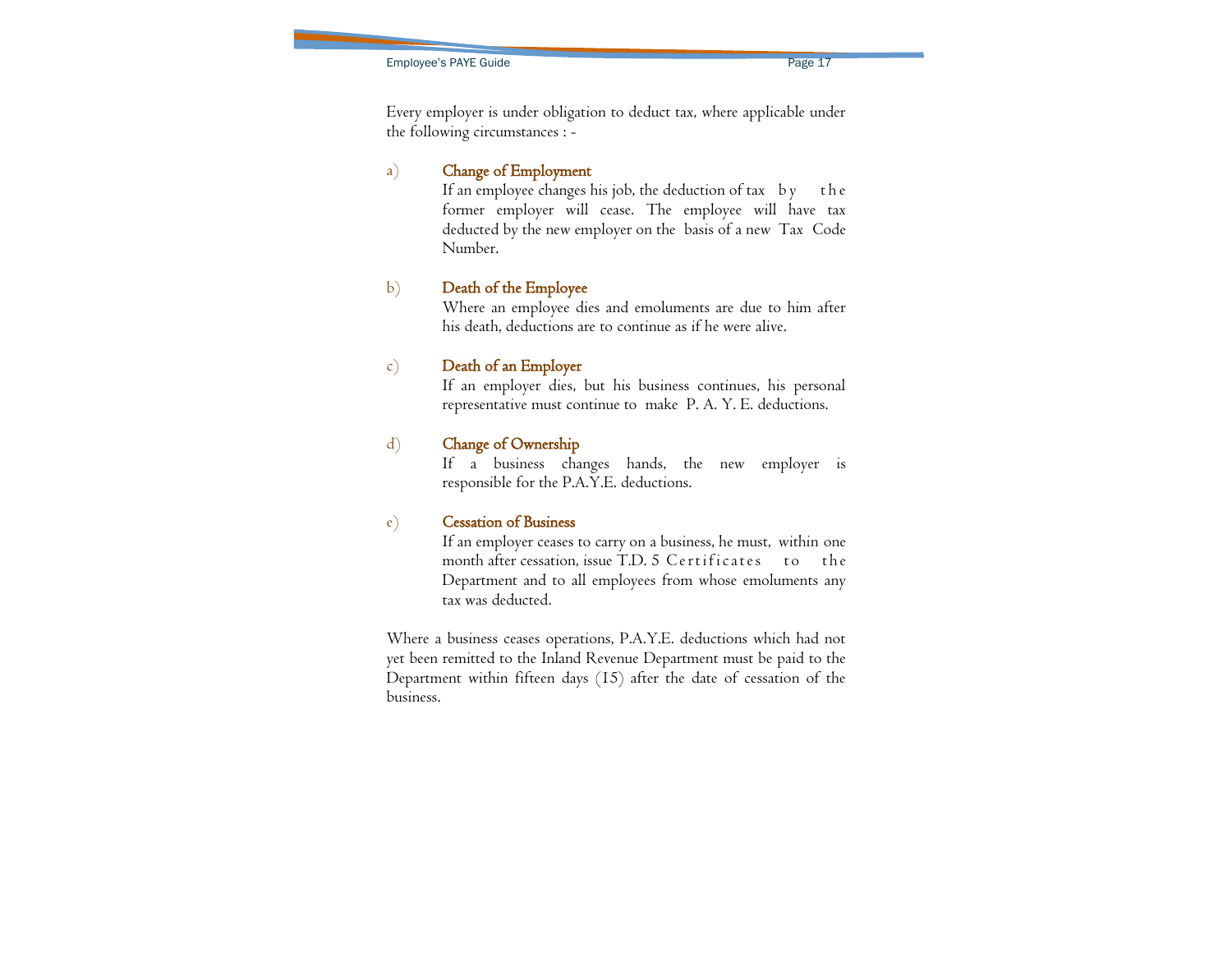Every employer is under obligation to deduct tax, where applicable under the following circumstances : -

a) **Change of Employment**

If an employee changes his job, the deduction of tax by the former employer will cease. The employee will have tax deducted by the new employer on the basis of a new Tax Code Number.

b) **Death of the Employee**

Where an employee dies and emoluments are due to him after his death, deductions are to continue as if he were alive.

c) **Death of an Employer**

If an employer dies, but his business continues, his personal representative must continue to make P. A. Y. E. deductions.

d) **Change of Ownership**

If a business changes hands, the new employer is responsible for the P.A.Y.E. deductions.

e) **Cessation of Business**

If an employer ceases to carry on a business, he must, within one month after cessation, issue T.D. 5 Certificates to the Department and to all employees from whose emoluments any tax was deducted.

Where a business ceases operations, P.A.Y.E. deductions which had not yet been remitted to the Inland Revenue Department must be paid to the Department within fifteen days (15) after the date of cessation of the business.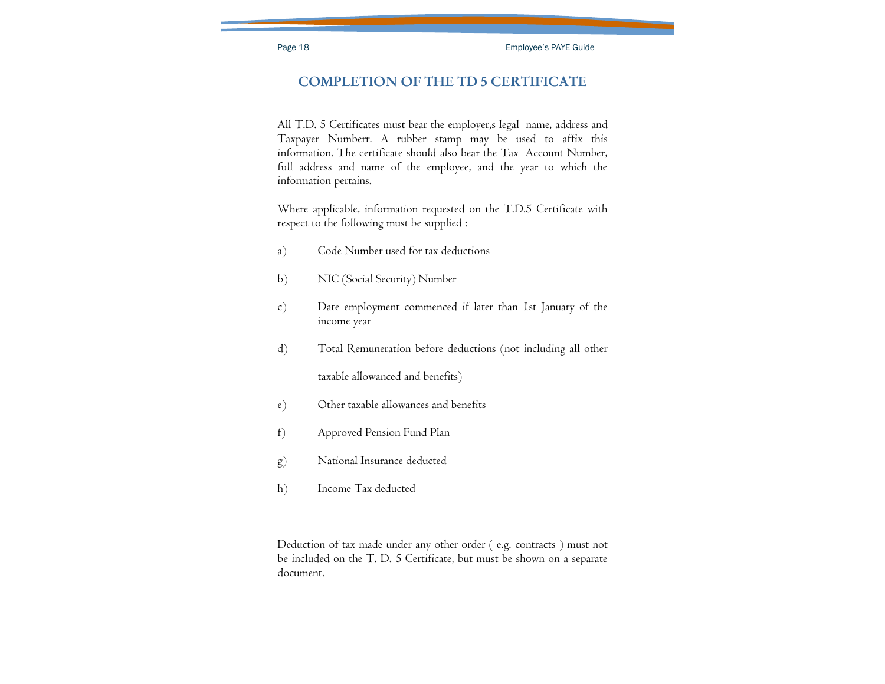# COMPLETION OF THE TD 5 CERTIFICATE

All T.D. 5 Certificates must bear the employer,s legal name, address and Taxpayer Numberr. A rubber stamp may be used to affix this information. The certificate should also bear the Tax Account Number, full address and name of the employee, and the year to which the information pertains.

Where applicable, information requested on the T.D.5 Certificate with respect to the following must be supplied :

a) Code Number used for tax deductions

b) NIC (Social Security) Number

c) Date employment commenced if later than 1st January of the income year

d) Total Remuneration before deductions (not including all other taxable allowanced and benefits)

e) Other taxable allowances and benefits

f) Approved Pension Fund Plan

g) National Insurance deducted

h) Income Tax deducted

Deduction of tax made under any other order ( e.g. contracts ) must not be included on the T. D. 5 Certificate, but must be shown on a separate document.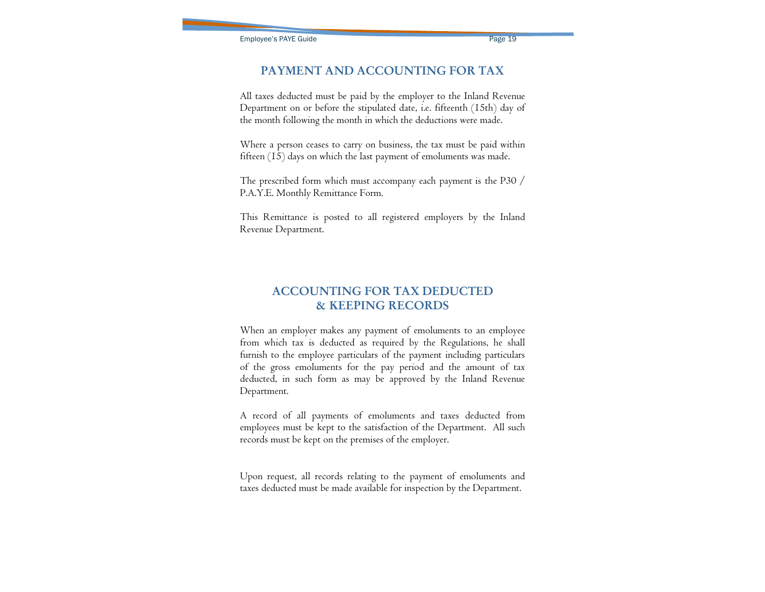## PAYMENT AND ACCOUNTING FOR TAX

All taxes deducted must be paid by the employer to the Inland Revenue Department on or before the stipulated date, i.e. fifteenth (15th) day of the month following the month in which the deductions were made.

Where a person ceases to carry on business, the tax must be paid within fifteen (15) days on which the last payment of emoluments was made.

The prescribed form which must accompany each payment is the P30 / P.A.Y.E. Monthly Remittance Form.

This Remittance is posted to all registered employers by the Inland Revenue Department.

## ACCOUNTING FOR TAX DEDUCTED & KEEPING RECORDS

When an employer makes any payment of emoluments to an employee from which tax is deducted as required by the Regulations, he shall furnish to the employee particulars of the payment including particulars of the gross emoluments for the pay period and the amount of tax deducted, in such form as may be approved by the Inland Revenue Department.

A record of all payments of emoluments and taxes deducted from employees must be kept to the satisfaction of the Department. All such records must be kept on the premises of the employer.

Upon request, all records relating to the payment of emoluments and taxes deducted must be made available for inspection by the Department.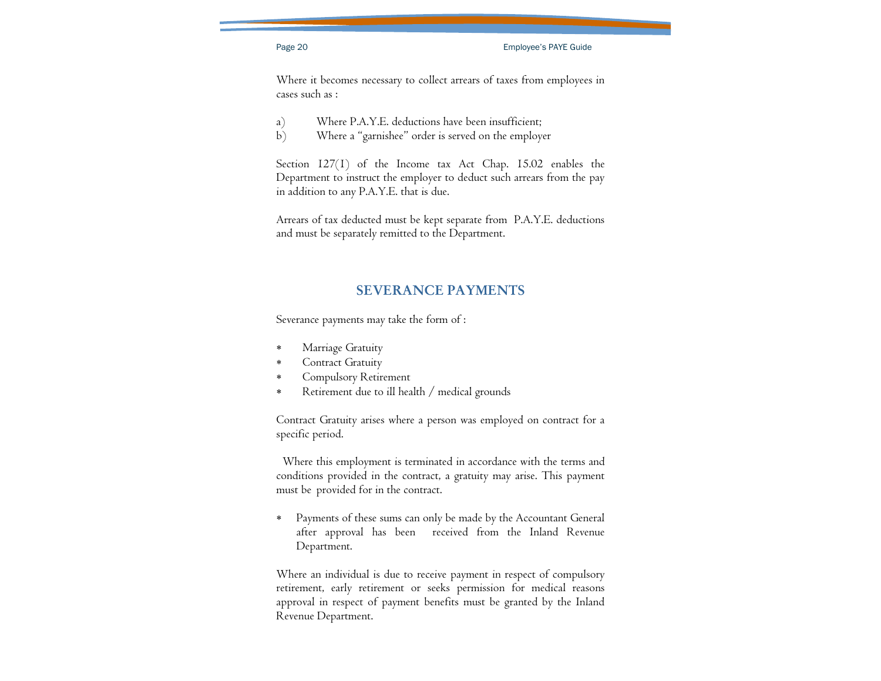Where it becomes necessary to collect arrears of taxes from employees in cases such as :

a) Where P.A.Y.E. deductions have been insufficient;
b) Where a "garnishee" order is served on the employer

Section 127(1) of the Income tax Act Chap. 15.02 enables the Department to instruct the employer to deduct such arrears from the pay in addition to any P.A.Y.E. that is due.

Arrears of tax deducted must be kept separate from P.A.Y.E. deductions and must be separately remitted to the Department.

## SEVERANCE PAYMENTS

Severance payments may take the form of :

* Marriage Gratuity
* Contract Gratuity
* Compulsory Retirement
* Retirement due to ill health / medical grounds

Contract Gratuity arises where a person was employed on contract for a specific period.

Where this employment is terminated in accordance with the terms and conditions provided in the contract, a gratuity may arise. This payment must be provided for in the contract.

* Payments of these sums can only be made by the Accountant General after approval has been received from the Inland Revenue Department.

Where an individual is due to receive payment in respect of compulsory retirement, early retirement or seeks permission for medical reasons approval in respect of payment benefits must be granted by the Inland Revenue Department.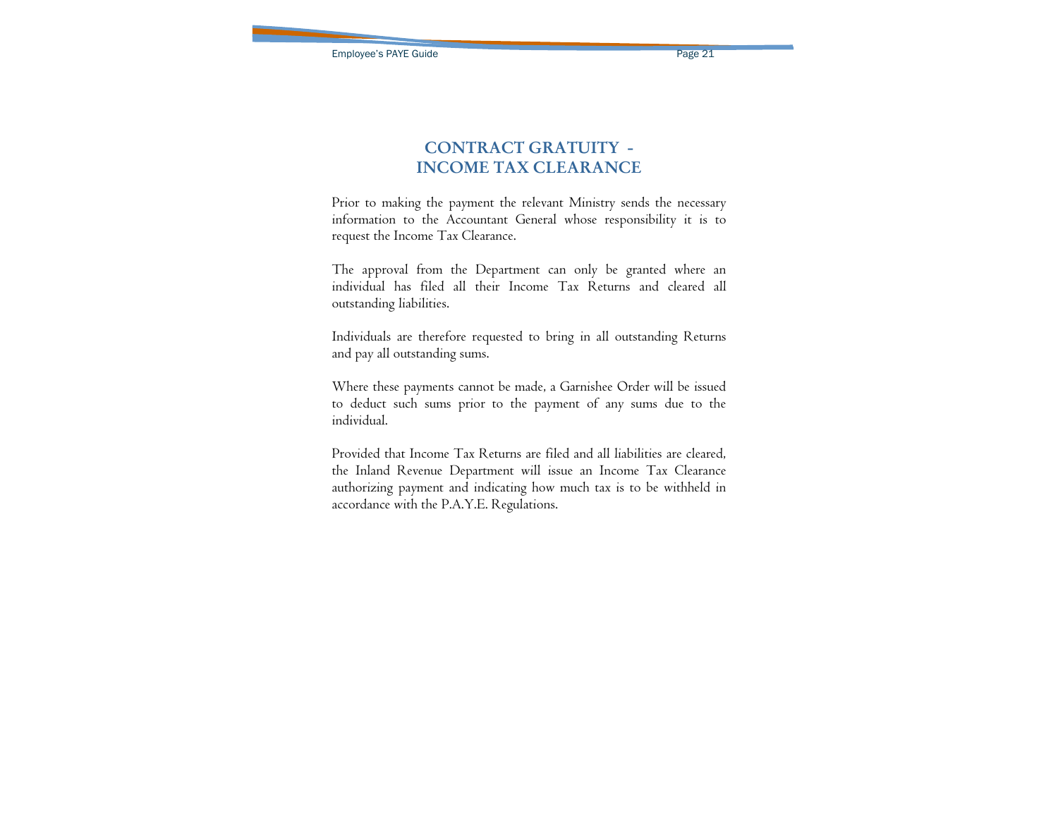# CONTRACT GRATUITY - INCOME TAX CLEARANCE

Prior to making the payment the relevant Ministry sends the necessary information to the Accountant General whose responsibility it is to request the Income Tax Clearance.

The approval from the Department can only be granted where an individual has filed all their Income Tax Returns and cleared all outstanding liabilities.

Individuals are therefore requested to bring in all outstanding Returns and pay all outstanding sums.

Where these payments cannot be made, a Garnishee Order will be issued to deduct such sums prior to the payment of any sums due to the individual.

Provided that Income Tax Returns are filed and all liabilities are cleared, the Inland Revenue Department will issue an Income Tax Clearance authorizing payment and indicating how much tax is to be withheld in accordance with the P.A.Y.E. Regulations.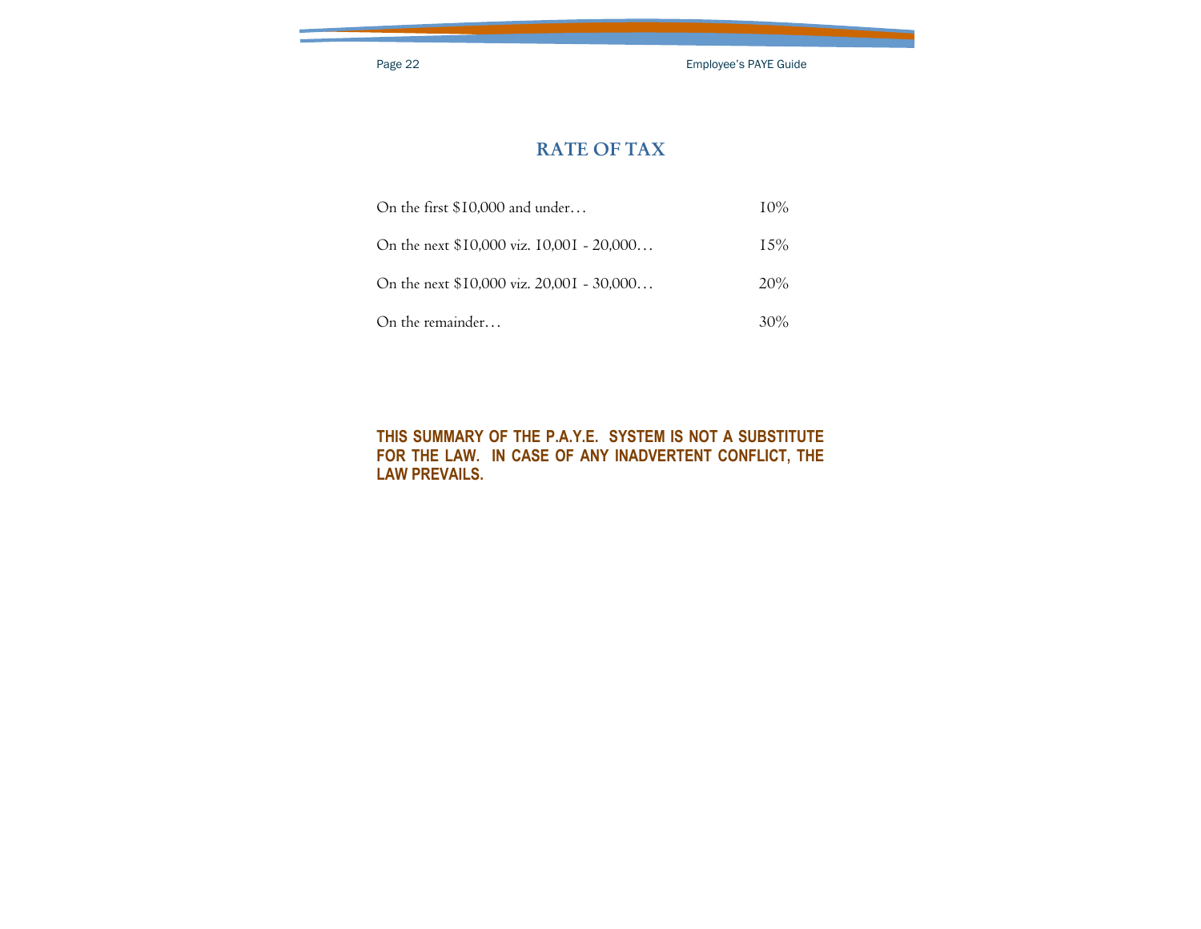## RATE OF TAX

| | |
|---|---|
| On the first $10,000 and under… | 10% |
| On the next $10,000 viz. 10,001 - 20,000… | 15% |
| On the next $10,000 viz. 20,001 - 30,000… | 20% |
| On the remainder… | 30% |

**THIS SUMMARY OF THE P.A.Y.E. SYSTEM IS NOT A SUBSTITUTE FOR THE LAW. IN CASE OF ANY INADVERTENT CONFLICT, THE LAW PREVAILS.**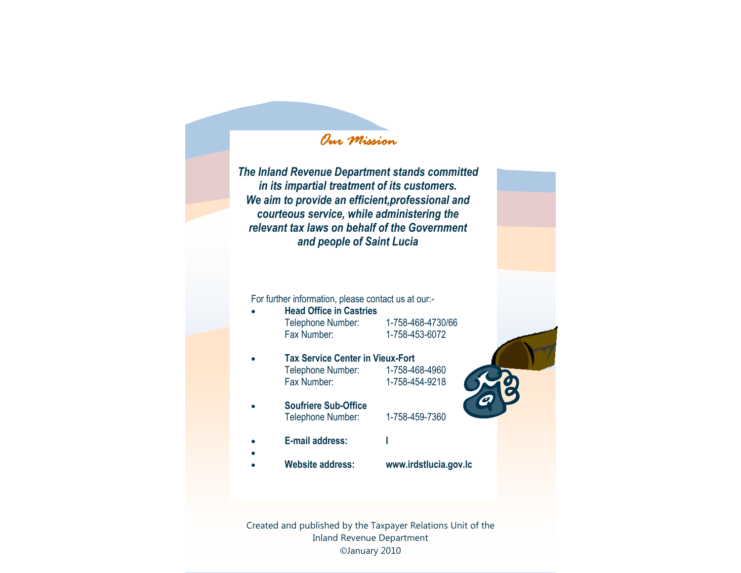## *Our Mission*

***The Inland Revenue Department stands committed in its impartial treatment of its customers. We aim to provide an efficient,professional and courteous service, while administering the relevant tax laws on behalf of the Government and people of Saint Lucia***

For further information, please contact us at our:-

- **Head Office in Castries**
  Telephone Number: 1-758-468-4730/66
  Fax Number: 1-758-453-6072

- **Tax Service Center in Vieux-Fort**
  Telephone Number: 1-758-468-4960
  Fax Number: 1-758-454-9218

- **Soufriere Sub-Office**
  Telephone Number: 1-758-459-7360

- **E-mail address:** **I**
- 
- **Website address:** **www.irdstlucia.gov.lc**

Created and published by the Taxpayer Relations Unit of the Inland Revenue Department
©January 2010